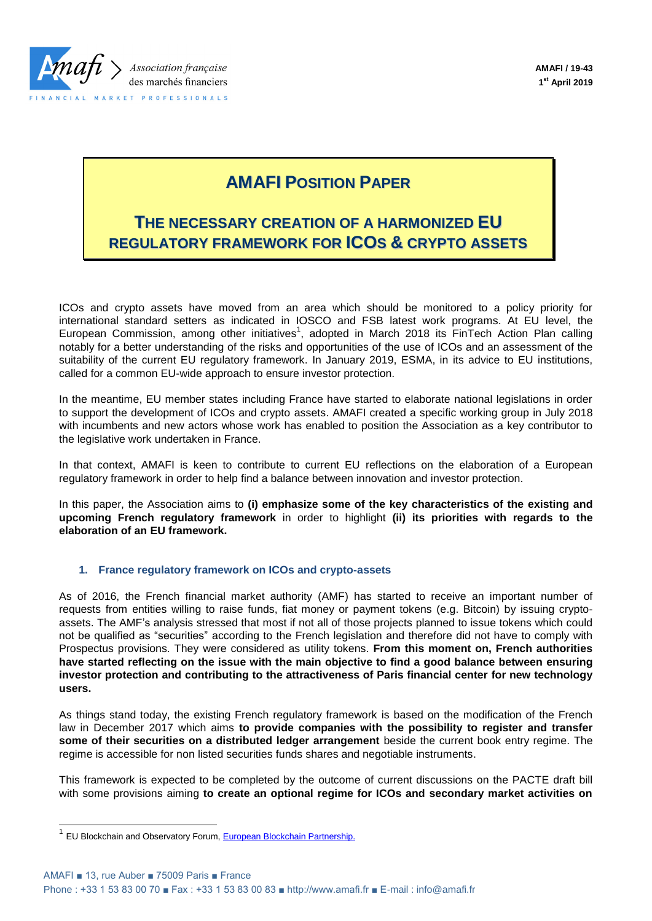AMAFI / 19-43
1st April 2019

# AMAFI POSITION PAPER

## THE NECESSARY CREATION OF A HARMONIZED EU REGULATORY FRAMEWORK FOR ICOS & CRYPTO ASSETS

ICOs and crypto assets have moved from an area which should be monitored to a policy priority for international standard setters as indicated in IOSCO and FSB latest work programs. At EU level, the European Commission, among other initiatives[1], adopted in March 2018 its FinTech Action Plan calling notably for a better understanding of the risks and opportunities of the use of ICOs and an assessment of the suitability of the current EU regulatory framework. In January 2019, ESMA, in its advice to EU institutions, called for a common EU-wide approach to ensure investor protection.

In the meantime, EU member states including France have started to elaborate national legislations in order to support the development of ICOs and crypto assets. AMAFI created a specific working group in July 2018 with incumbents and new actors whose work has enabled to position the Association as a key contributor to the legislative work undertaken in France.

In that context, AMAFI is keen to contribute to current EU reflections on the elaboration of a European regulatory framework in order to help find a balance between innovation and investor protection.

In this paper, the Association aims to **(i) emphasize some of the key characteristics of the existing and upcoming French regulatory framework** in order to highlight **(ii) its priorities with regards to the elaboration of an EU framework.**

### 1. France regulatory framework on ICOs and crypto-assets

As of 2016, the French financial market authority (AMF) has started to receive an important number of requests from entities willing to raise funds, fiat money or payment tokens (e.g. Bitcoin) by issuing crypto-assets. The AMF's analysis stressed that most if not all of those projects planned to issue tokens which could not be qualified as "securities" according to the French legislation and therefore did not have to comply with Prospectus provisions. They were considered as utility tokens. **From this moment on, French authorities have started reflecting on the issue with the main objective to find a good balance between ensuring investor protection and contributing to the attractiveness of Paris financial center for new technology users.**

As things stand today, the existing French regulatory framework is based on the modification of the French law in December 2017 which aims **to provide companies with the possibility to register and transfer some of their securities on a distributed ledger arrangement** beside the current book entry regime. The regime is accessible for non listed securities funds shares and negotiable instruments.

This framework is expected to be completed by the outcome of current discussions on the PACTE draft bill with some provisions aiming **to create an optional regime for ICOs and secondary market activities on**

[1] EU Blockchain and Observatory Forum, European Blockchain Partnership.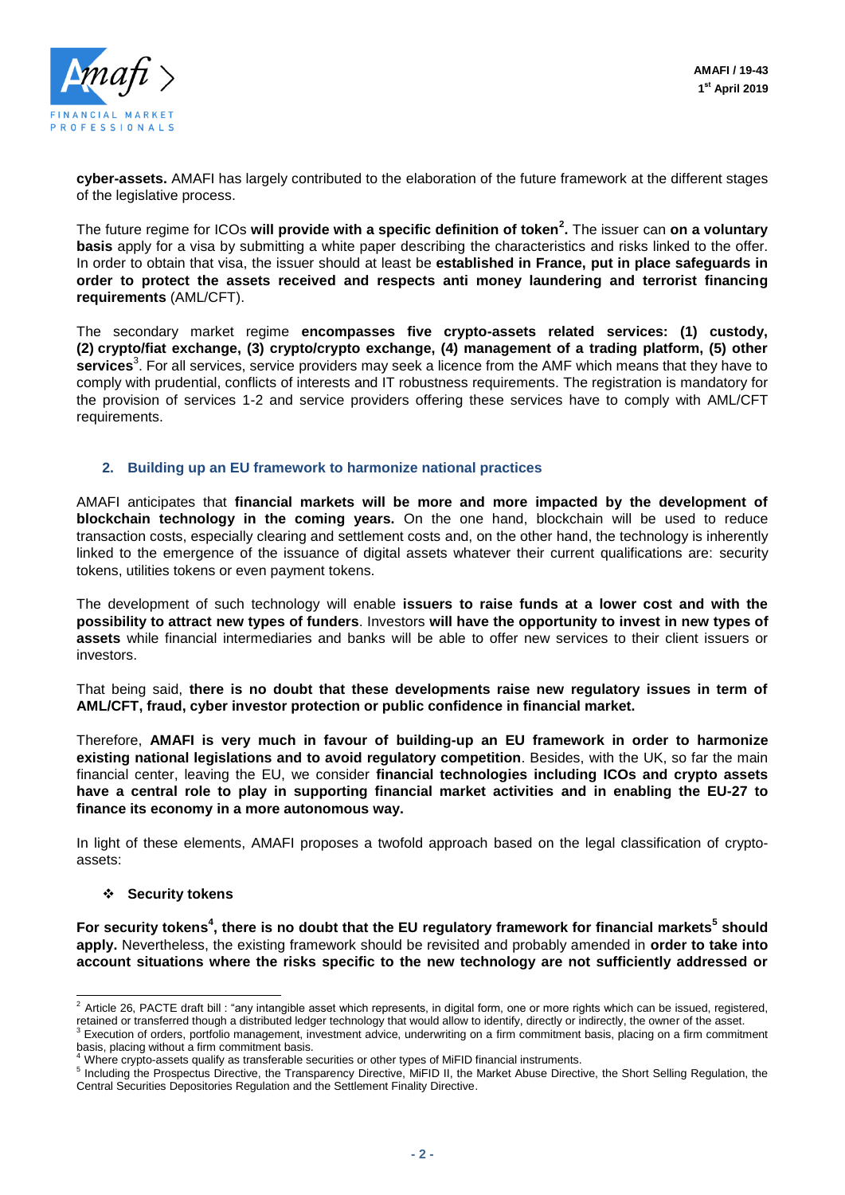**cyber-assets.** AMAFI has largely contributed to the elaboration of the future framework at the different stages of the legislative process.

The future regime for ICOs **will provide with a specific definition of token[2].** The issuer can **on a voluntary basis** apply for a visa by submitting a white paper describing the characteristics and risks linked to the offer. In order to obtain that visa, the issuer should at least be **established in France, put in place safeguards in order to protect the assets received and respects anti money laundering and terrorist financing requirements** (AML/CFT).

The secondary market regime **encompasses five crypto-assets related services: (1) custody, (2) crypto/fiat exchange, (3) crypto/crypto exchange, (4) management of a trading platform, (5) other services**[3]. For all services, service providers may seek a licence from the AMF which means that they have to comply with prudential, conflicts of interests and IT robustness requirements. The registration is mandatory for the provision of services 1-2 and service providers offering these services have to comply with AML/CFT requirements.

## 2. Building up an EU framework to harmonize national practices

AMAFI anticipates that **financial markets will be more and more impacted by the development of blockchain technology in the coming years.** On the one hand, blockchain will be used to reduce transaction costs, especially clearing and settlement costs and, on the other hand, the technology is inherently linked to the emergence of the issuance of digital assets whatever their current qualifications are: security tokens, utilities tokens or even payment tokens.

The development of such technology will enable **issuers to raise funds at a lower cost and with the possibility to attract new types of funders**. Investors **will have the opportunity to invest in new types of assets** while financial intermediaries and banks will be able to offer new services to their client issuers or investors.

That being said, **there is no doubt that these developments raise new regulatory issues in term of AML/CFT, fraud, cyber investor protection or public confidence in financial market.**

Therefore, **AMAFI is very much in favour of building-up an EU framework in order to harmonize existing national legislations and to avoid regulatory competition**. Besides, with the UK, so far the main financial center, leaving the EU, we consider **financial technologies including ICOs and crypto assets have a central role to play in supporting financial market activities and in enabling the EU-27 to finance its economy in a more autonomous way.**

In light of these elements, AMAFI proposes a twofold approach based on the legal classification of crypto-assets:

- **Security tokens**

**For security tokens[4], there is no doubt that the EU regulatory framework for financial markets[5] should apply.** Nevertheless, the existing framework should be revisited and probably amended in **order to take into account situations where the risks specific to the new technology are not sufficiently addressed or**

---

[2] Article 26, PACTE draft bill : "any intangible asset which represents, in digital form, one or more rights which can be issued, registered, retained or transferred though a distributed ledger technology that would allow to identify, directly or indirectly, the owner of the asset.

[3] Execution of orders, portfolio management, investment advice, underwriting on a firm commitment basis, placing on a firm commitment basis, placing without a firm commitment basis.

[4] Where crypto-assets qualify as transferable securities or other types of MiFID financial instruments.

[5] Including the Prospectus Directive, the Transparency Directive, MiFID II, the Market Abuse Directive, the Short Selling Regulation, the Central Securities Depositories Regulation and the Settlement Finality Directive.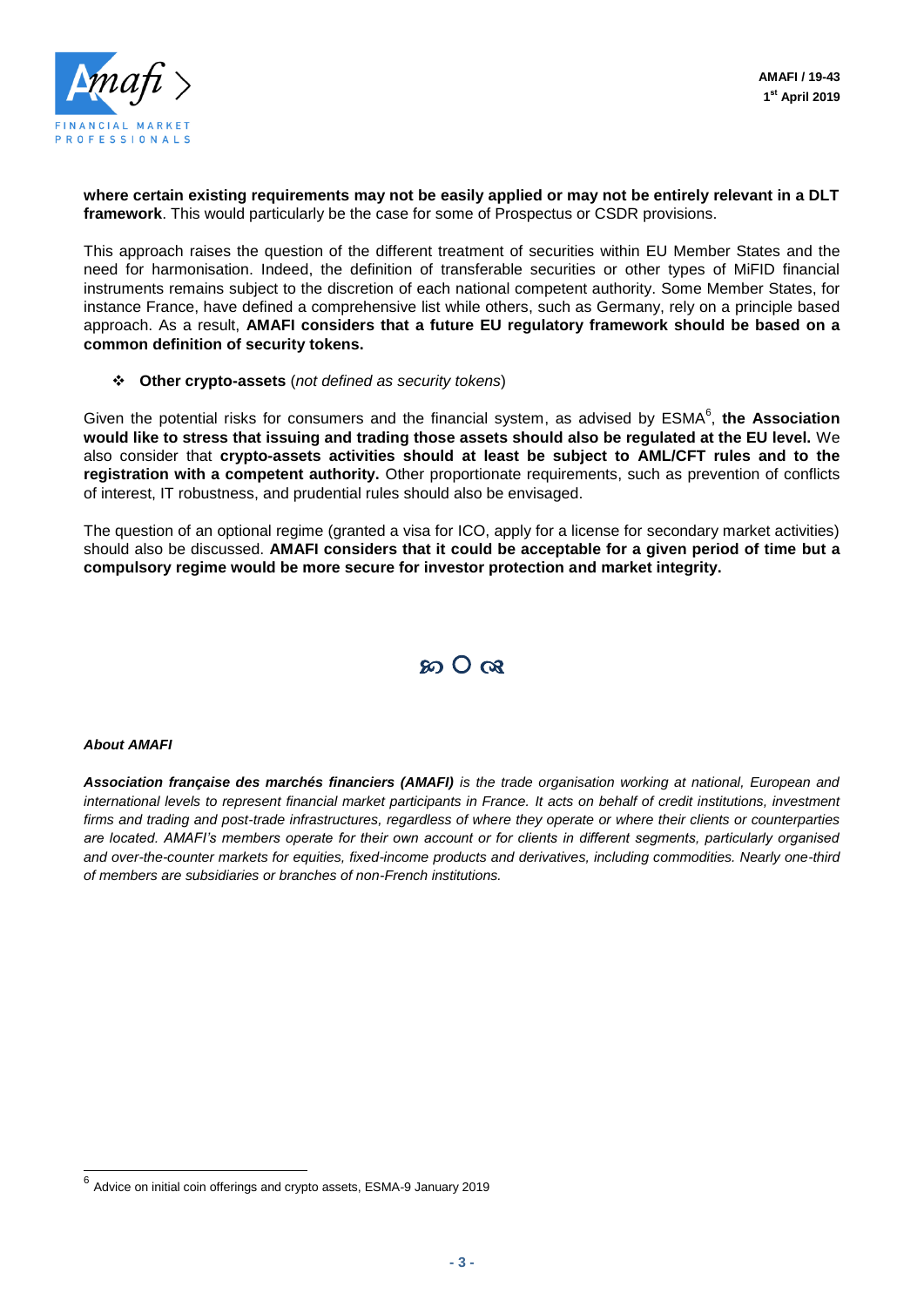**where certain existing requirements may not be easily applied or may not be entirely relevant in a DLT framework**. This would particularly be the case for some of Prospectus or CSDR provisions.

This approach raises the question of the different treatment of securities within EU Member States and the need for harmonisation. Indeed, the definition of transferable securities or other types of MiFID financial instruments remains subject to the discretion of each national competent authority. Some Member States, for instance France, have defined a comprehensive list while others, such as Germany, rely on a principle based approach. As a result, **AMAFI considers that a future EU regulatory framework should be based on a common definition of security tokens.**

- **Other crypto-assets** (*not defined as security tokens*)

Given the potential risks for consumers and the financial system, as advised by ESMA[6], **the Association would like to stress that issuing and trading those assets should also be regulated at the EU level.** We also consider that **crypto-assets activities should at least be subject to AML/CFT rules and to the registration with a competent authority.** Other proportionate requirements, such as prevention of conflicts of interest, IT robustness, and prudential rules should also be envisaged.

The question of an optional regime (granted a visa for ICO, apply for a license for secondary market activities) should also be discussed. **AMAFI considers that it could be acceptable for a given period of time but a compulsory regime would be more secure for investor protection and market integrity.**

ꟻ O ꭆ

***About AMAFI***

***Association française des marchés financiers (AMAFI)*** *is the trade organisation working at national, European and international levels to represent financial market participants in France. It acts on behalf of credit institutions, investment firms and trading and post-trade infrastructures, regardless of where they operate or where their clients or counterparties are located. AMAFI's members operate for their own account or for clients in different segments, particularly organised and over-the-counter markets for equities, fixed-income products and derivatives, including commodities. Nearly one-third of members are subsidiaries or branches of non-French institutions.*

---

[6] Advice on initial coin offerings and crypto assets, ESMA-9 January 2019